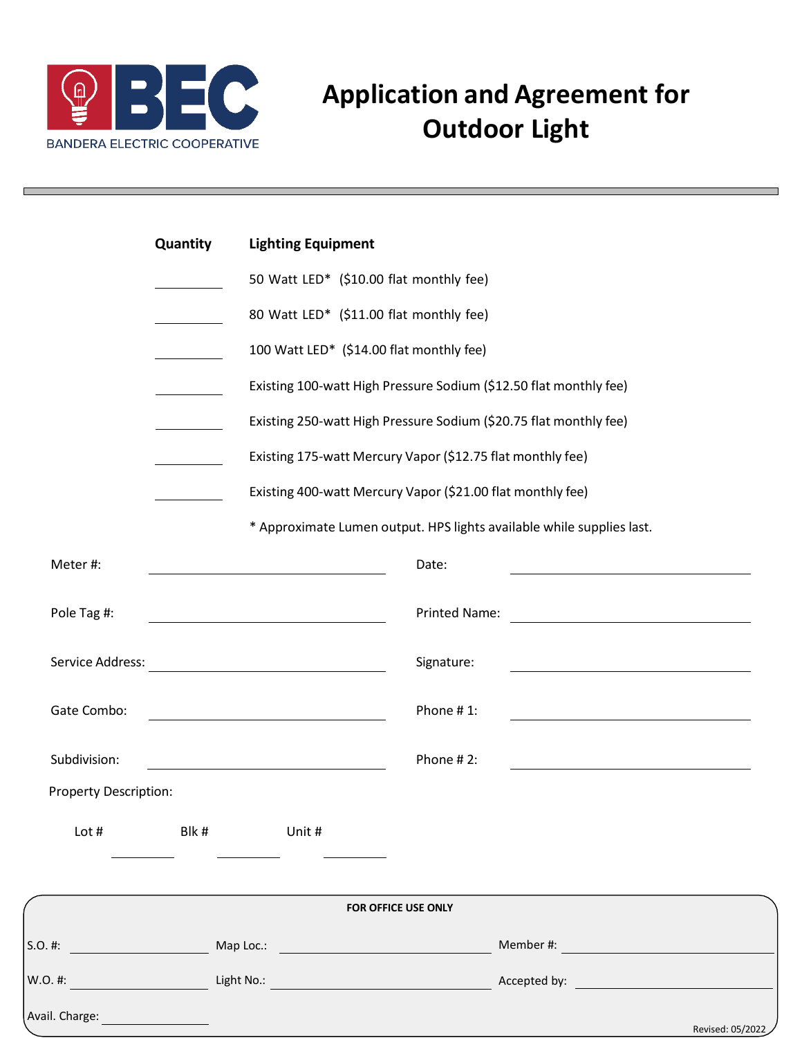BEC

BANDERA ELECTRIC COOPERATIVE

# Application and Agreement for Outdoor Light

| Quantity | Lighting Equipment |
|---|---|
| ________ | 50 Watt LED* ($10.00 flat monthly fee) |
| ________ | 80 Watt LED* ($11.00 flat monthly fee) |
| ________ | 100 Watt LED* ($14.00 flat monthly fee) |
| ________ | Existing 100-watt High Pressure Sodium ($12.50 flat monthly fee) |
| ________ | Existing 250-watt High Pressure Sodium ($20.75 flat monthly fee) |
| ________ | Existing 175-watt Mercury Vapor ($12.75 flat monthly fee) |
| ________ | Existing 400-watt Mercury Vapor ($21.00 flat monthly fee) |

* Approximate Lumen output. HPS lights available while supplies last.

Meter #: ______________________ Date: ______________________

Pole Tag #: ______________________ Printed Name: ______________________

Service Address: ______________________ Signature: ______________________

Gate Combo: ______________________ Phone # 1: ______________________

Subdivision: ______________________ Phone # 2: ______________________

Property Description:

Lot # ________ Blk # ________ Unit # ________

**FOR OFFICE USE ONLY**

S.O. #: ______________ Map Loc.: ______________ Member #: ______________

W.O. #: ______________ Light No.: ______________ Accepted by: ______________

Avail. Charge: ______________

Revised: 05/2022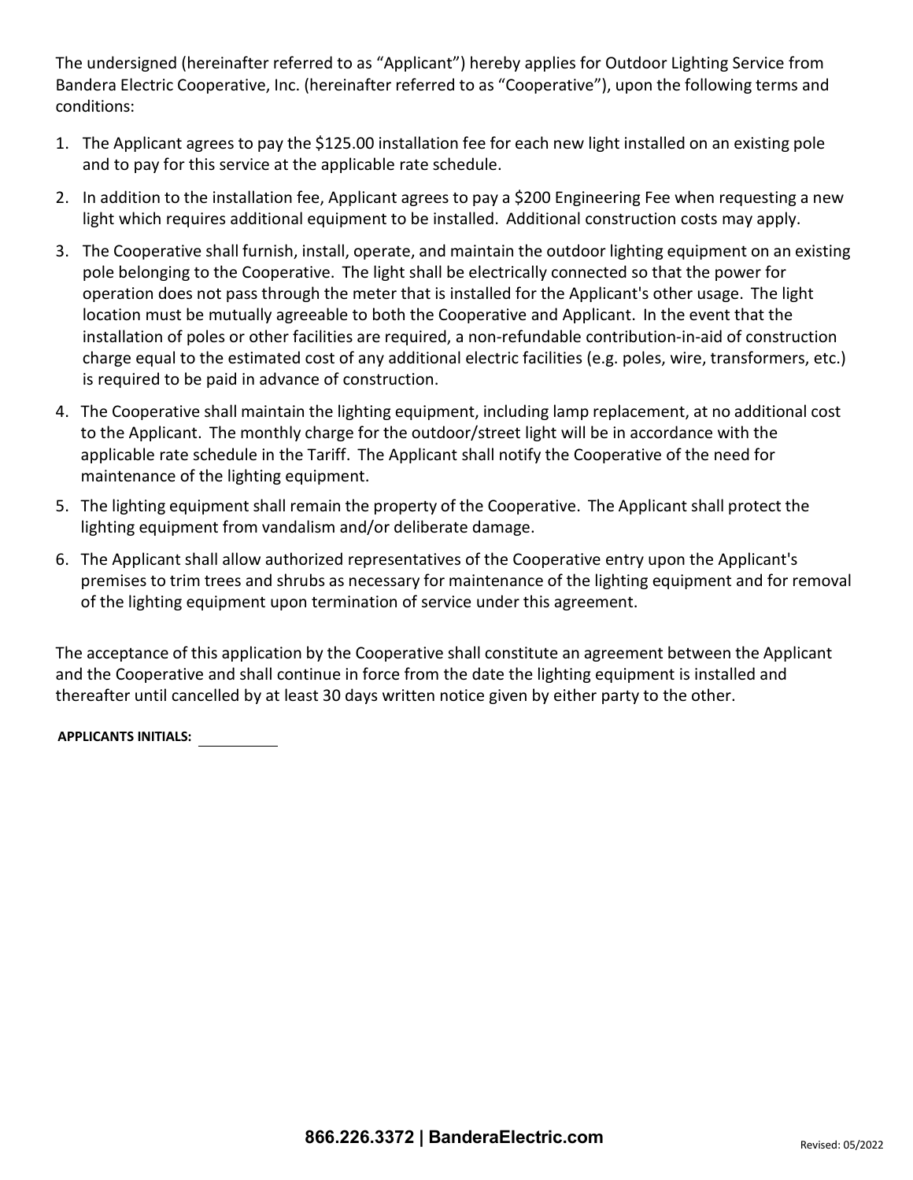The undersigned (hereinafter referred to as "Applicant") hereby applies for Outdoor Lighting Service from Bandera Electric Cooperative, Inc. (hereinafter referred to as "Cooperative"), upon the following terms and conditions:

1. The Applicant agrees to pay the $125.00 installation fee for each new light installed on an existing pole and to pay for this service at the applicable rate schedule.
2. In addition to the installation fee, Applicant agrees to pay a $200 Engineering Fee when requesting a new light which requires additional equipment to be installed. Additional construction costs may apply.
3. The Cooperative shall furnish, install, operate, and maintain the outdoor lighting equipment on an existing pole belonging to the Cooperative. The light shall be electrically connected so that the power for operation does not pass through the meter that is installed for the Applicant's other usage. The light location must be mutually agreeable to both the Cooperative and Applicant. In the event that the installation of poles or other facilities are required, a non-refundable contribution-in-aid of construction charge equal to the estimated cost of any additional electric facilities (e.g. poles, wire, transformers, etc.) is required to be paid in advance of construction.
4. The Cooperative shall maintain the lighting equipment, including lamp replacement, at no additional cost to the Applicant. The monthly charge for the outdoor/street light will be in accordance with the applicable rate schedule in the Tariff. The Applicant shall notify the Cooperative of the need for maintenance of the lighting equipment.
5. The lighting equipment shall remain the property of the Cooperative. The Applicant shall protect the lighting equipment from vandalism and/or deliberate damage.
6. The Applicant shall allow authorized representatives of the Cooperative entry upon the Applicant's premises to trim trees and shrubs as necessary for maintenance of the lighting equipment and for removal of the lighting equipment upon termination of service under this agreement.

The acceptance of this application by the Cooperative shall constitute an agreement between the Applicant and the Cooperative and shall continue in force from the date the lighting equipment is installed and thereafter until cancelled by at least 30 days written notice given by either party to the other.

**APPLICANTS INITIALS:** __________

**866.226.3372 | BanderaElectric.com**

Revised: 05/2022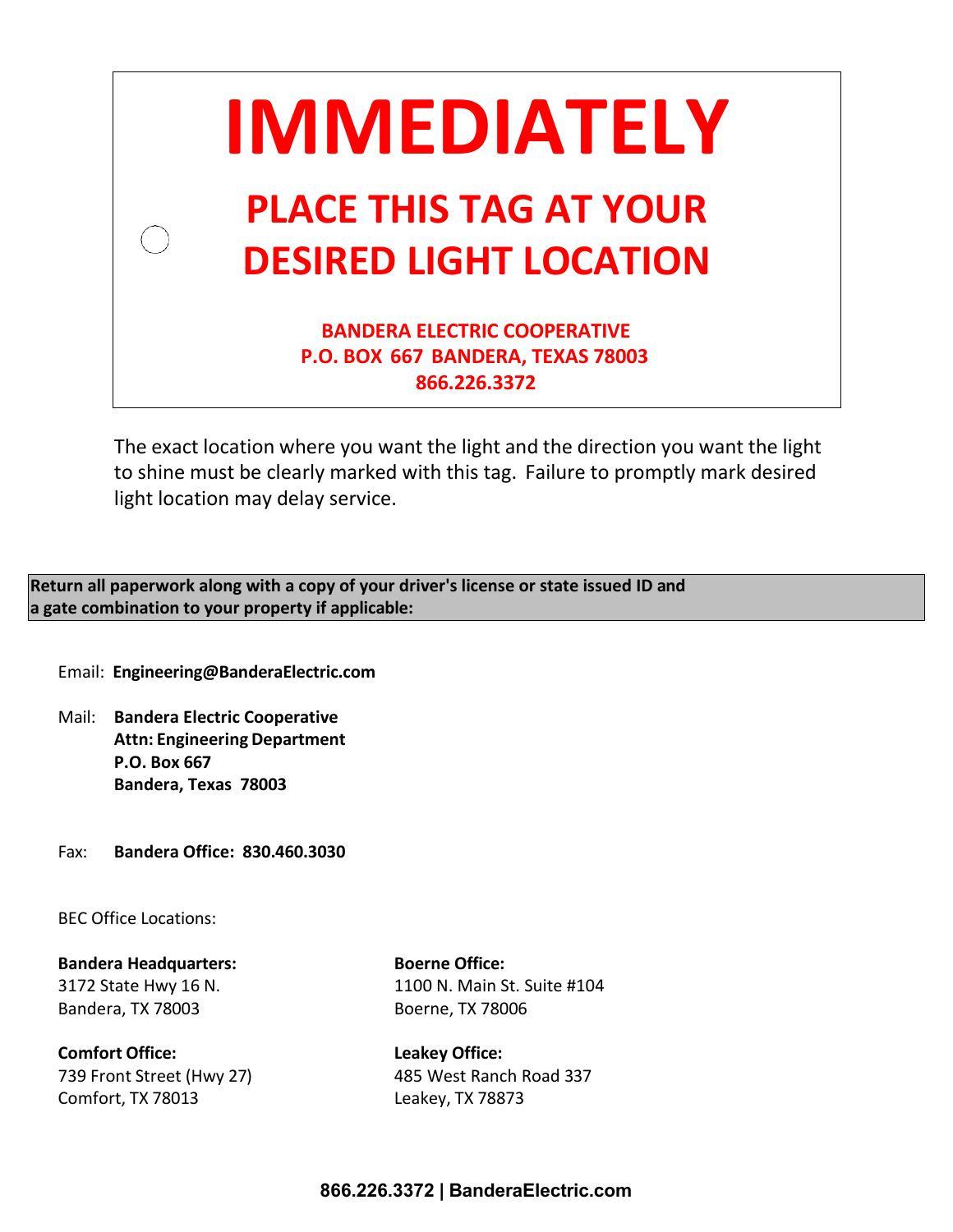# IMMEDIATELY

## PLACE THIS TAG AT YOUR DESIRED LIGHT LOCATION

**BANDERA ELECTRIC COOPERATIVE**
**P.O. BOX 667 BANDERA, TEXAS 78003**
**866.226.3372**

The exact location where you want the light and the direction you want the light to shine must be clearly marked with this tag. Failure to promptly mark desired light location may delay service.

**Return all paperwork along with a copy of your driver's license or state issued ID and a gate combination to your property if applicable:**

Email: **Engineering@BanderaElectric.com**

Mail: **Bandera Electric Cooperative**
**Attn: Engineering Department**
**P.O. Box 667**
**Bandera, Texas 78003**

Fax: **Bandera Office: 830.460.3030**

BEC Office Locations:

**Bandera Headquarters:**
3172 State Hwy 16 N.
Bandera, TX 78003

**Boerne Office:**
1100 N. Main St. Suite #104
Boerne, TX 78006

**Comfort Office:**
739 Front Street (Hwy 27)
Comfort, TX 78013

**Leakey Office:**
485 West Ranch Road 337
Leakey, TX 78873

**866.226.3372 | BanderaElectric.com**